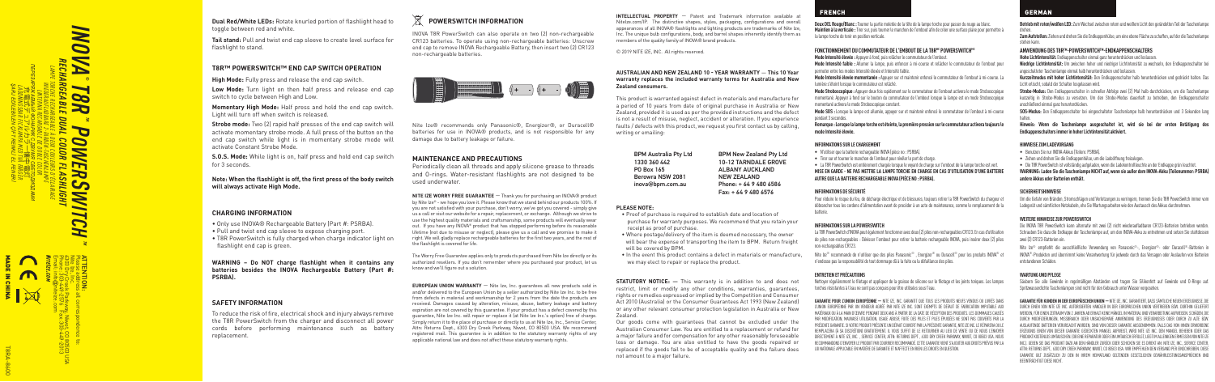# INOVA® T8R™ POWERSWITCH™

RECHARGEABLE DUAL COLOR FLASHLIGHT

LAMPE TORCHE RECHARGEABLE À DEUX COULEURS D'ÉCLAIRAGE

WIEDERAUFLADBARE TASCHENLAMPE MIT ZWEI LICHTFARBEN

LINTERNA RECARGABLE DE DOBLE COLOR

**ATTENTION:** Nite Ize, Inc. 5660 Central Avenue Boulder, CO 80301 USA Phone: 1-800-678-6696 / Fax: 1-303-449-2013 Email: info@niteize.com **niteize.com**

**MADE IN CHINA**

T8RA-8600

**Dual Red/White LEDs:** Rotate knurled portion of flashlight head to toggle between red and white.

**Tail stand:** Pull and twist end cap sleeve to create level surface for flashlight to stand.

## T8R™ POWERSWITCH™ END CAP SWITCH OPERATION

**High Mode:** Fully press and release the end cap switch.

**Low Mode:** Turn light on then half press and release end cap switch to cycle between High and Low.

**Momentary High Mode:** Half press and hold the end cap switch. Light will turn off when switch is released.

**Strobe mode:** Two (2) rapid half presses of the end cap switch will activate momentary strobe mode. A full press of the button on the end cap switch while light is in momentary strobe mode will activate Constant Strobe Mode.

**S.O.S. Mode:** While light is on, half press and hold end cap switch for 3 seconds.

**Note: When the flashlight is off, the first press of the body switch will always activate High Mode.**

## CHARGING INFORMATION

- Only use INOVA® Rechargeable Battery (Part #: PSRBA).
- Pull and twist end cap sleeve to expose charging port.
- T8R PowerSwitch is fully charged when charge indicator light on flashlight end cap is green.

**WARNING – Do NOT charge flashlight when it contains any batteries besides the INOVA Rechargeable Battery (Part #: PSRBA).**

## SAFETY INFORMATION

To reduce the risk of fire, electrical shock and injury always remove the T8R PowerSwitch from the charger and disconnect all power cords before performing maintenance such as battery replacement.

## POWERSWITCH INFORMATION

INOVA T8R PowerSwitch can also operate on two (2) non-rechargeable CR123 batteries. To operate using non-rechargeable batteries: Unscrew end cap to remove INOVA Rechargeable Battery, then insert two (2) CR123 non-rechargeable batteries.

Nite Ize® recommends only Panasonic®, Energizer®, or Duracell® batteries for use in INOVA® products, and is not responsible for any damage due to battery leakage or failure.

## MAINTENANCE AND PRECAUTIONS

Periodically clean all threads and apply silicone grease to threads and O-rings. Water-resistant flashlights are not designed to be used underwater.

**NITE IZE WORRY FREE GUARANTEE** — Thank you for purchasing an INOVA® product by Nite Ize® - we hope you love it. Please know that we stand behind our products 100%. If you are not satisfied with your purchase, don't worry, we've got you covered - simply give us a call or visit our website for a repair, replacement, or exchange. Although we strive to use the highest quality materials and craftsmanship, some products will eventually wear out. If you have any INOVA® product that has stopped performing before its reasonable lifetime (not due to misuse or neglect), please give us a call and we promise to make it right. We will gladly replace rechargeable batteries for the first two years, and the rest of the flashlight is covered for life.

The Worry Free Guarantee applies only to products purchased from Nite Ize directly or its authorized resellers. If you don't remember where you purchased your product, let us know and we'll figure out a solution.

**EUROPEAN UNION WARRANTY** — Nite Ize, Inc. guarantees all new products sold in and/or delivered to the European Union by a seller authorized by Nite Ize Inc. to be free from defects in material and workmanship for 2 years from the date the products are received. Damages caused by alteration, misuse, abuse, battery leakage and battery expiration are not covered by this guarantee. If your product has a defect covered by this guarantee, Nite Ize Inc will repair or replace it (at Nite Ize Inc.'s option) free of charge. Simply return it to the place of purchase or directly to us at Nite Ize, Inc., Service Center, Attn: Returns Dept., 6303 Dry Creek Parkway, Niwot, CO 80503 USA. We recommend registered mail. This guarantee is in addition to the statutory warranty rights of any applicable national law and does not affect these statutory warranty rights.

**INTELLECTUAL PROPERTY** — Patent and Trademark information available at NiteIze.com/IP. The distinctive shapes, styles, packaging, configurations and overall appearances of all INOVA® flashlights and lighting products are trademarks of Nite Ize, Inc. The unique bulb configurations, body, and barrel shapes inherently identify them as members of the quality family of INOVA® brand products.

© 2019 NITE IZE, INC. All rights reserved.

**AUSTRALIAN AND NEW ZEALAND 10 - YEAR WARRANTY — This 10 Year warranty replaces the included warranty terms for Australia and New Zealand consumers.**

This product is warranted against defect in materials and manufacture for a period of 10 years from date of original purchase in Australia or New Zealand, provided it is used as per the provided instructions and the defect is not a result of misuse, neglect, accident or alteration. If you experience faults / defects with this product, we request you first contact us by calling, writing or emailing:

| BPM Australia Pty Ltd | BPM New Zealand Pty Ltd |
|---|---|
| 1330 360 442 | 10-12 TARNDALE GROVE |
| PO Box 165 | ALBANY AUCKLAND |
| Berowra NSW 2081 | NEW ZEALAND |
| inova@bpm.com.au | Phone: + 64 9 480 6586 |
| | Fax: + 64 9 480 6576 |

**PLEASE NOTE:**

- Proof of purchase is required to establish date and location of purchase for warranty purposes. We recommend that you retain your receipt as proof of purchase.
- Where postage/delivery of the item is deemed necessary, the owner will bear the expense of transporting the item to BPM. Return freight will be covered by BPM.
- In the event this product contains a defect in materials or manufacture, we may elect to repair or replace the product.

**STATUTORY NOTICE:** — This warranty is in addition to and does not restrict, limit or modify any other conditions, warranties, guarantees, rights or remedies expressed or implied by the Competition and Consumer Act 2010 (Australia) or the Consumer Guarantees Act 1993 (New Zealand) or any other relevant consumer protection legislation in Australia or New Zealand.

Our goods come with guarantees that cannot be excluded under the Australian Consumer Law. You are entitled to a replacement or refund for a major failure and for compensation for any other reasonably foreseeable loss or damage. You are also entitled to have the goods repaired or replaced if the goods fail to be of acceptable quality and the failure does not amount to a major failure.

## FRENCH

**Deux DEL Rouge/Blanc :** Tourner la partie moletée de la tête de la lampe torche pour passer du rouge au blanc.

**Maintien à la verticale :** Tirer sur, puis tourner le manchon de l'embout afin de créer une surface plane pour permettre à la lampe torche de tenir en position verticale.

### FONCTIONNEMENT DU COMMUTATEUR DE L'EMBOUT DE LA T8R™ POWERSWITCH™

**Mode Intensité élevée :** Appuyer à fond, puis relâcher le commutateur de l'embout.

**Mode Intensité faible :** Allumer la lampe, puis enfoncer à mi-course et relâcher le commutateur de l'embout pour permuter entre les modes Intensité élevée et Intensité faible.

**Mode Intensité élevée momentanée :** Appuyer sur et maintenir enfoncé le commutateur de l'embout à mi-course. La lumière s'éteint lorsque le commutateur est relâché.

**Mode Stroboscopique :** Appuyer deux fois rapidement sur le commutateur de l'embout activera le mode Stroboscopique momentané. Appuyer à fond sur la touche du commutateur de l'embout lorsque la lampe est en mode Stroboscopique momentané activera le mode Stroboscopique constant.

**Mode SOS :** Lorsque la lampe est allumée, appuyer sur et maintenir enfoncé le commutateur de l'embout à mi-course pendant 3 secondes.

**Remarque : Lorsque la lampe torche est éteinte, la première pression sur le commutateur activera toujours le mode Intensité élevée.**

### INFORMATIONS SUR LE CHARGEMENT

- N'utiliser que la batterie rechargeable INOVA (pièce no : PSRBA).
- Tirer sur et tourner le manchon de l'embout pour révéler le port de charge.
- La T8R PowerSwitch est entièrement chargée lorsque le voyant de charge sur l'embout de la lampe torche est vert.

**MISE EN GARDE - NE PAS METTRE LA LAMPE TORCHE EN CHARGE EN CAS D'UTILISATION D'UNE BATTERIE AUTRE QUE LA BATTERIE RECHARGEABLE INOVA (PIÈCE NO : PSRBA).**

### INFORMATIONS DE SÉCURITÉ

Pour réduire le risque du feu, de décharge électrique et de blessures, toujours retirer la T8R PowerSwitch du chargeur et débrancher tous les cordons d'alimentation avant de procéder à un acte de maintenance, comme le remplacement de la batterie.

### INFORMATIONS SUR LA POWERSWITCH

La T8R PowerSwitch d'INOVA peut également fonctionner avec deux (2) piles non rechargeables CR123. En cas d'utilisation de piles non rechargeables : Dévisser l'embout pour retirer la batterie rechargeable INOVA, puis insérer deux (2) piles non rechargeables CR123.

Nite Ize® recommande de n'utiliser que des piles Panasonic®, Energizer® ou Duracell® pour les produits INOVA® et n'endosse pas la responsabilité de tout dommage dû à la fuite ou la défaillance des piles.

### ENTRETIEN ET PRÉCAUTIONS

Nettoyer régulièrement le filetage et appliquer de la graisse de silicone sur le filetage et les joints toriques. Les lampes torches résistantes à l'eau ne sont pas conçues pour être utilisées sous l'eau.

**GARANTIE POUR L'UNION EUROPÉENNE** — NITE IZE, INC. GARANTIT QUE TOUS LES PRODUITS NEUFS VENDUS OU LIVRÉS DANS L'UNION EUROPÉENNE PAR UN VENDEUR AGRÉÉ PAR NITE IZE INC. SONT EXEMPTS DE DÉFAUT DE FABRICATION IMPUTABLE AUX MATÉRIAUX OU À LA MAIN D'ŒUVRE PENDANT DEUX ANS À PARTIR DE LA DATE DE RÉCEPTION DES PRODUITS. LES DOMMAGES CAUSÉS PAR MODIFICATION, MAUVAISE UTILISATION, USAGE ABUSIF, FUITE DES PILES ET PILES ÉPUISÉES NE SONT PAS COUVERTS PAR LA PRÉSENTE GARANTIE. SI VOTRE PRODUIT PRÉSENTE UN DÉFAUT COUVERT PAR LA PRÉSENTE GARANTIE, NITE IZE INC. LE RÉPARERA OU LE REMPLACERA (À SA DISCRÉTION) GRATUITEMENT. IL VOUS SUFFIT DE LE RETOURNER AU LIEU DE VENTE OU DE NOUS L'ENVOYER DIRECTEMENT À NITE IZE, INC., SERVICE CENTER, ATTN: RETURNS DEPT., 6303 DRY CREEK PARKWAY, NIWOT, CO 80503 USA. NOUS RECOMMANDONS L'ENVOI DE LE PRODUIT PAR COURRIER RECOMMANDÉ. CETTE GARANTIE VIENT S'AJOUTER AUX DROITS PRÉVUS PAR LA LOI NATIONALE APPLICABLE EN MATIÈRE DE GARANTIE ET N'AFFECTE EN RIEN LES DROITS EN QUESTION.

## GERMAN

**Betrieb mit roten/weißen LED:** Zum Wechsel zwischen rotem und weißem Licht den gerändelten Teil der Taschenlampe drehen.

**Zum Aufstellen:** Ziehen und drehen Sie die Endkappenhülse, um eine ebene Fläche zu schaffen, auf der die Taschenlampe stehen kann.

### ANWENDUNG DES T8R™ POWERSWITCH™-ENDKAPPENSCHALTERS

**Hohe Lichtintensität:** Endkappenschalter einmal ganz herunterdrücken und loslassen.

**Niedrige Lichtintensität:** Schalten Sie die Lampe ein, und um zwischen hoher und niedriger Lichtintensität zu wechseln, den Endkappenschalter bei eingeschalteter Taschenlampe einmal halb herunterdrücken und loslassen.

**Kurzzeitig hohe Lichtintensität:** Den Endkappenschalter halb herunterdrücken und gedrückt halten. Das Licht erlischt, sobald der Schalter losgelassen wird.

**Strobe-Modus:** Den Endkappenschalter in schneller Abfolge zwei (2) Mal halb durchdrücken, um die Taschenlampe kurzzeitig im Strobe-Modus zu verwenden. Um den Strobe-Modus dauerhaft zu betreiben, den Endkappenschalter anschließend einmal ganz herunterdrücken.

**SOS-Modus:** Den Endkappenschalter bei eingeschalteter Taschenlampe halb heruntergedrückt halten und 3 Sekunden lang halten.

**Hinweis: Wenn die Taschenlampe ausgeschaltet ist, wird sie bei der ersten Betätigung des Endkappenschalters immer in hoher Lichtintensität aktiviert.**

### HINWEISE ZUM LADEVORGANG

- Benutzen Sie nur INOVA-Akkus (Teilenr. PSRBA).
- Ziehen und drehen Sie die Endkappenhülse, um die Ladeöffnung freizulegen.
- Die T8R PowerSwitch ist vollständig aufgeladen, wenn die Ladekontrollleuchte an der Endkappe grün leuchtet.

**WARNUNG: Laden Sie die Taschenlampe NICHT auf, wenn sie außer dem INOVA-Akku (Teilenummer: PSRBA) andere Akkus oder Batterien enthält.**

### SICHERHEITSHINWEISE

Um die Gefahr von Bränden, Stromschlägen und Verletzungen zu verringern, trennen Sie die T8R PowerSwitch immer vom Ladegerät und sämtlichen Netzkabeln, ehe Sie Wartungsarbeiten wie den Austausch des Akkus durchnehmen.

### WEITERE HINWEISE ZUR POWERSWITCH

Die INOVA T8R PowerSwitch kann alternativ mit zwei (2) nicht wiederaufladbaren CR123-Batterien betrieben werden. Schrauben Sie dazu die Endkappe der Taschenlampe auf, um den INOVA-Akku zu entnehmen und setzen Sie stattdessen zwei (2) CR123-Batterien ein.

Nite Ize® empfiehlt die ausschließliche Verwendung von Panasonic®-, Energizer®- oder Duracell®-Batterien in INOVA®-Produkten und übernimmt keine Verantwortung für jedwede durch das Versagen oder Auslaufen von Batterien entstandenen Schäden.

### WARTUNG UND PFLEGE

Säubern Sie alle Gewinde in regelmäßigen Abständen und tragen Sie Silikonfett auf Gewinde und O-Ringe auf. Spritzwassersichere Taschenlampen sind nicht für den Gebrauch unter Wasser vorgesehen.

**GARANTIE FÜR KUNDEN IN DER EUROPÄISCHEN UNION** — NITE IZE, INC. GARANTIERT, DASS SÄMTLICHE NEUEN ERZEUGNISSE, DIE DURCH EINEN VON NITE IZE INC. AUTORISIERTEN HÄNDLER IN DER EUROPÄISCHEN UNION VERTRIEBEN BZW. DORTHIN GELIEFERT WERDEN, FÜR EINEN ZEITRAUM VON 2 JAHREN AB ERHALT FREI VON MÄNGELN IN MATERIAL UND VERARBEITUNG AUFWEISEN. SCHÄDEN, DIE DURCH MODIFIKATIONEN, MISSBRAUCH ODER UNSACHGEMÄßE ANWENDUNG DES ERZEUGNISSES ODER DURCH ZU ALTE BZW. AUSLAUFENDE BATTERIEN VERURSACHT WERDEN, SIND VON DIESER GARANTIE AUSGENOMMEN. FALLS DAS VON IHNEN ERWORBENE ERZEUGNIS EINEN VON DIESER GARANTIE ERFASSTEN MANGEL AUFWEIST, WIRD NITE IZE INC. DEN MANGEL BEHEBEN ODER DAS PRODUKT KOSTENLOS ERSETZEN (DIE ENTSCHEIDUNG, OB EINE REPARATUR ODER EIN UMTAUSCH ERFOLGT, LIEGT IM ALLEINIGEN ERMESSEN VON NITE IZE INC.). GEBEN SIE DAS PRODUKT DAZU AN DEN HÄNDLER ZURÜCK ODER SCHICKEN SIE ES DIREKT AN: NITE IZE, INC., SERVICE CENTER, ATTN: RETURNS DEPT., 6303 DRY CREEK PARKWAY, NIWOT, CO 80503 USA. WIR EMPFEHLEN DEN VERSAND PER EINSCHREIBEN. DIESE GARANTIE GILT ZUSÄTZLICH ZU DEN IN IHREM INNLANDSRECHT VORGESEHENEN GESETZLICHEN GEWÄHRLEISTUNGSANSPRÜCHEN UND BEEINTRÄCHTIGT DIESE NICHT.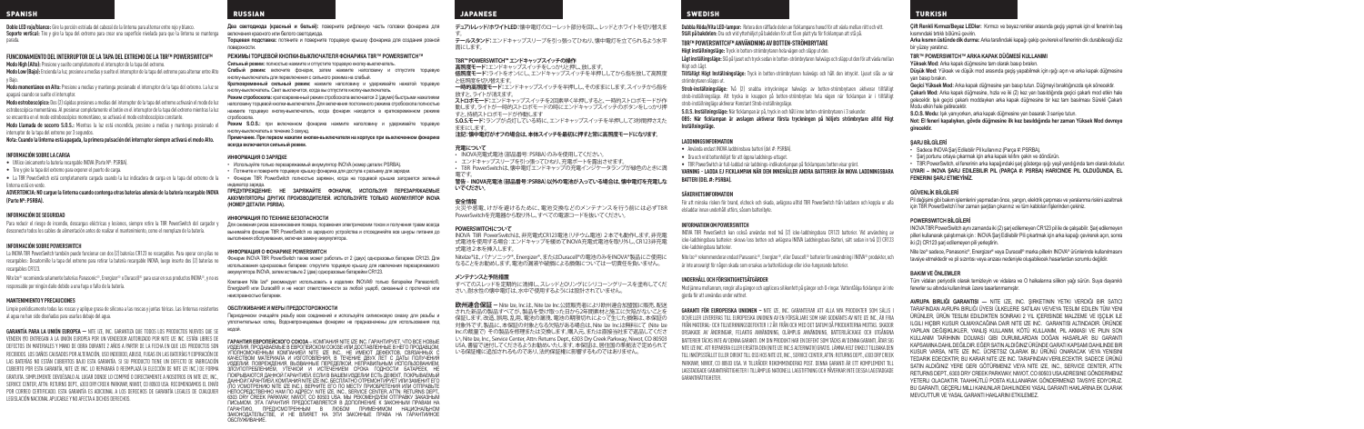# SPANISH

**Doble LED roja/blanca:** Gire la porción anillada del cabezal de la linterna para alternar entre rojo y blanco.
**Soporte vertical:** Tire y gire la tapa del extremo para crear una superficie nivelada para que la linterna se mantenga parada.

## FUNCIONAMIENTO DEL INTERRUPTOR DE LA TAPA DEL EXTREMO DE LA TBR™ POWERSWITCH™

**Modo High (Alto):** Presione y suelte completamente el interruptor de la tapa del extremo.
**Modo Low (Bajo):** Encienda la luz, presione a medias y suelte el interruptor de la tapa del extremo para alternar entre Alto y Bajo.
**Modo momentáneo en Alto:** Presione a medias y mantenga presionado el interruptor de la tapa del extremo. La luz se apagará cuando se suelte el interruptor.
**Modo estroboscópico:** Dos (2) rápidas presiones a medias del interruptor de la tapa del extremo activarán el modo de luz estroboscópica momentánea. Al presionar completamente el botón con el interruptor de la tapa del extremo mientras la luz se encuentra en el modo estroboscópico momentáneo, se activará el modo estroboscópico constante.
**Modo Llamada de socorro S.O.S.:** Mientras la luz está encendida, presione a medias y mantenga presionado el interruptor de la tapa del extremo por 3 segundos.
**Nota: Cuando la linterna está apagada, la primera pulsación del interruptor siempre activará el modo Alto.**

## INFORMACIÓN SOBRE LA CARGA

- Utilice únicamente la batería recargable INOVA (Parte Nº: PSRBA).
- Tire y gire la tapa del extremo para exponer el puerto de carga.
- La TBR PowerSwitch está completamente cargada cuando la luz indicadora de carga en la tapa del extremo de la linterna está en verde.

**ADVERTENCIA: NO cargue la linterna cuando contenga otras baterías además de la batería recargable INOVA (Parte Nº: PSRBA).**

## INFORMACIÓN DE SEGURIDAD

Para reducir el riesgo de incendio, descargas eléctricas y lesiones, siempre retire la TBR PowerSwitch del cargador y desconecte todos los cables de alimentación antes de realizar el mantenimiento, como el reemplazo de la batería.

## INFORMACIÓN SOBRE POWERSWITCH

La INOVA TBR PowerSwitch también puede funcionar con dos (2) baterías CR123 no recargables. Para operar con pilas no recargables: Desatornille la tapa del extremo para retirar la batería recargable INOVA, luego inserte dos (2) baterías no recargables CR123.

Nite Ize® recomienda solamente baterías Panasonic®, Energizer® o Duracell® para usar en sus productos INOVA®, y no es responsable por ningún daño debido a una fuga o fallo de la batería.

## MANTENIMIENTO Y PRECAUCIONES

Limpie periódicamente todas las roscas y aplique grasa de silicona a las roscas y juntas tóricas. Las linternas resistentes al agua no han sido diseñadas para usarse debajo del agua.

**GARANTÍA PARA LA UNIÓN EUROPEA –** NITE IZE, INC. GARANTIZA QUE TODOS LOS PRODUCTOS NUEVOS QUE SE VENDEN EN LA UNIÓN EUROPEA POR UN VENDEDOR AUTORIZADO POR NITE IZE INC. ESTÁN LIBRES DE DEFECTOS EN MATERIALES Y MANO DE OBRA DURANTE 2 AÑOS A PARTIR DE LA FECHA DE USO DE PRODUCTOS SON RECIBIDOS. LOS DAÑOS CAUSADOS POR ALTERACIÓN, USO INDEBIDO, ABUSO, FUGAS EN LAS BATERÍAS Y EXPIRACIÓN DE LAS BATERÍAS NO ESTÁN CUBIERTOS BAJO ESTA GARANTÍA. SI SU PRODUCTO TIENE UN EFECTO DE FABRICACIÓN CUBIERTO POR ESTA GARANTÍA, NITE IZE, INC. LO REPARARÁ O REEMPLAZARÁ A ELECCIÓN DE NITE IZE INC. SIN COSTO. GRATUITA. SIMPLEMENTE DEVUÉLVALO AL LUGAR DONDE LO COMPRÓ O DIRECTAMENTE A NOSOTROS EN NITE IZE, INC., SERVICE CENTER, ATTN: RETURNS DEPT., 6303 DRY CREEK PARKWAY, NIWOT, CO 80503 USA. RECOMENDAMOS EL ENVÍO POR CORREO CERTIFICADO. ESTA GARANTÍA SE AGREGARÁ A LOS DERECHOS DE GARANTÍA LEGALES DE CUALQUIER LEGISLACIÓN NACIONAL APLICABLE Y NO AFECTA A DICHOS DERECHOS.

# RUSSIAN

**Два светодиода (красный и белый):** поверните рифленую часть головки фонарика для включения красного или белого светодиода.
**Торцевая подставка:** потяните и поверните торцевую крышку фонарика для создания ровной поверхности.

## РЕЖИМЫ ТОРЦЕВОЙ КНОПКИ-ВЫКЛЮЧАТЕЛЯ ФОНАРИКА TBR™ POWERSWITCH™

**Сильный режим:** полностью нажмите и отпустите торцевую кнопку-выключатель.
**Слабый режим:** включите фонарик, затем нажмите наполовину и отпустите торцевую кнопку-выключатель для переключения с сильного режима на слабый.
**Кратковременный сильный режим:** нажмите наполовину и удерживайте нажатой торцевую кнопку-выключатель. Свет выключится, когда вы отпустите кнопку-выключатель.
**Режим стробоскопа:** кратковременный режим стробоскопа включается 2 (двумя) быстрыми нажатиями наполовину торцевой кнопки-выключателя. Для включения постоянного режима стробоскопа полностью нажмите торцевую кнопку-выключатель, когда фонарик находится в кратковременном режиме стробоскопа.
**Режим S.O.S.:** при включенном фонарике нажмите наполовину и удерживайте торцевую кнопку-выключатель в течение 3 секунд.
**Примечание. При первом нажатии кнопки-выключателя на корпусе при выключенном фонарике всегда включается сильный режим.**

## ИНФОРМАЦИЯ О ЗАРЯДКЕ

- Используйте только перезаряжаемый аккумулятор INOVA (номер детали: PSRBA).
- Потяните и поверните торцевую крышку фонарика для доступа к разъему для зарядки.
- Фонарик TBR PowerSwitch полностью заряжен, когда на торцевой крышке загорается зеленый индикатор заряда.

**ПРЕДУПРЕЖДЕНИЕ: НЕ ЗАРЯЖАЙТЕ ФОНАРИК, ИСПОЛЬЗУЯ ПЕРЕЗАРЯЖАЕМЫЕ АККУМУЛЯТОРЫ ДРУГИХ ПРОИЗВОДИТЕЛЕЙ. ИСПОЛЬЗУЙТЕ ТОЛЬКО АККУМУЛЯТОР INOVA (НОМЕР ДЕТАЛИ: PSRBA).**

## ИНФОРМАЦИЯ ПО ТЕХНИКЕ БЕЗОПАСНОСТИ

Для снижения риска возникновения пожара, поражения электрическим током и получения травм всегда вынимайте фонарик TBR PowerSwitch из зарядного устройства и отсоединяйте все шнуры питания до выполнения обслуживания, включая замену аккумулятора.

## ИНФОРМАЦИЯ О ФОНАРИКЕ POWERSWITCH

Фонарик INOVA TBR PowerSwitch также может работать от 2 (двух) одноразовых батареек CR123. Для использования одноразовых батареек: открутите торцевую крышку для извлечения перезаряжаемого аккумулятора INOVA, затем вставьте 2 (две) одноразовых батарейки CR123.

Компания Nite Ize® рекомендует использовать в изделиях INOVA® только батарейки Panasonic®, Energizer® или Duracell® и не несет ответственности за любой ущерб, связанный с протечкой или неисправностью батареек.

## ОБСЛУЖИВАНИЕ И МЕРЫ ПРЕДОСТОРОЖНОСТИ

Периодически очищайте резьбу всех соединений и используйте силиконовую смазку для резьбы и уплотнительных колец. Водонепроницаемые фонарики не предназначены для использования под водой.

**ГАРАНТИЯ ЕВРОПЕЙСКОГО СОЮЗА –** КОМПАНИЯ NITE IZE INC. ГАРАНТИРУЕТ, ЧТО ВСЕ НОВЫЕ ИЗДЕЛИЯ, ПРОДАВАЕМЫЕ В ЕВРОПЕЙСКОМ СОЮЗЕ ИЛИ ДОСТАВЛЕННЫЕ В НЕГО ПРОДАВЦОМ, УПОЛНОМОЧЕННЫМ КОМПАНИЕЙ NITE IZE, INC., НЕ ИМЕЮТ ДЕФЕКТОВ, СВЯЗАННЫХ С КАЧЕСТВОМ МАТЕРИАЛОВ И ИЗГОТОВЛЕНИЯ, В ТЕЧЕНИЕ ДВУХ ЛЕТ С ДАТЫ ПОЛУЧЕНИЯ ИЗДЕЛИЯ. ПОВРЕЖДЕНИЯ, ВЫЗВАННЫЕ ПЕРЕДЕЛКОЙ, НЕПРАВИЛЬНЫМ ИСПОЛЬЗОВАНИЕМ, НЕБРЕЖНЫМ ОБРАЩЕНИЕМ И ИСТЕЧЕНИЕМ СРОКА ГОДНОСТИ БАТАРЕЕК, НЕ ПОКРЫВАЮТСЯ ДАННОЙ ГАРАНТИЕЙ. ЕСЛИ В ВАШЕМ ИЗДЕЛИИ ЕСТЬ ДЕФЕКТ, ПОКРЫВАЕМЫЙ ДАННОЙ ГАРАНТИЕЙ, КОМПАНИЯ NITE IZE INC. БЕСПЛАТНО ОТРЕМОНТИРУЕТ ИЛИ ЗАМЕНИТ ЕГО (ПО УСМОТРЕНИЮ NITE IZE INC.). ВЕРНИТЕ ЕГО ПО МЕСТУ ПРИОБРЕТЕНИЯ ИЛИ ОТПРАВЬТЕ НЕПОСРЕДСТВЕННО НАМ ПО АДРЕСУ: NITE IZE, INC., SERVICE CENTER, ATTN: RETURNS DEPT., 6303 DRY CREEK PARKWAY, NIWOT, CO 80503 USA. МЫ РЕКОМЕНДУЕМ ОТПРАВКУ ЗАКАЗНЫМ ПИСЬМОМ. ЭТА ГАРАНТИЯ ПРЕДОСТАВЛЯЕТСЯ В ДОПОЛНЕНИЕ К ЗАКОННЫМ ПРАВАМ НА ГАРАНТИЮ, ПРЕДУСМОТРЕННЫМ В ЛЮБОМ ПРИМЕНИМОМ НАЦИОНАЛЬНОМ ЗАКОНОДАТЕЛЬСТВЕ, И НЕ ВЛИЯЕТ НА ЭТИ ЗАКОННЫЕ ПРАВА НА ГАРАНТИЙНОЕ ОБСЛУЖИВАНИЕ.

# JAPANESE

**デュアルレッド/ホワイトLED:**懐中電灯のローレット部分を回し、レッドとホワイトを切り替えます。
**テールスタンド:**エンドキャップスリーブを引っ張ってひねり、懐中電灯を立てられるよう水平面にします。

## TBR™ POWERSWITCH™ エンドキャップスイッチの操作

**高照度モード:**エンドキャップスイッチをしっかりと押し、放します。
**低照度モード:**ライトをオンにし、エンドキャップスイッチを半押しして放すと高照度と低照度を切り替えます。
**一時的高照度モード:**エンドキャップスイッチを半押しし、そのままにします。スイッチから指を放すと、ライトが消えます。
**ストロボモード:**エンドキャップスイッチを2回素早く半押しすると、一時的ストロボモードが作動します。ライトが一時的ストロボモードの時にエンドキャップスイッチのボタンをしっかり押すと、持続ストロボモードが作動します。
**S.O.S.モード:**ランプが点灯している時に、エンドキャップスイッチを半押しして3秒間押さえたままにします。
**注記:懐中電灯がオフの場合は、本体スイッチを最初に押すと常に高照度モードになります。**

## 充電について

- INOVA充電式電池(部品番号:PSRBA)のみを使用してください。
- エンドキャップスリーブを引っ張ってひねり、充電ポートを露出させます。
- TBR PowerSwitchは、懐中電灯エンドキャップの充電インジケータランプが緑色のときに満充電です。

**警告:INOVA充電式電池(部品番号:PSRBA)以外の電池が入っている場合は、懐中電灯を充電しないでください。**

## 安全情報

火災や感電、けがを避けるために、電池交換などのメンテナンスを行う前には必ずTBR PowerSwitchを充電器から取り外し、すべての電源コードを抜いてください。

## POWERSWITCHについて

INOVA TBR PowerSwitchは、非充電式CR123電池(リチウム電池)2本でも動作します。非充電式電池を使用する場合:エンドキャップを緩めてINOVA充電式電池を取り外し、CR123非充電式電池2本を挿入します。

Nite Ize®は、パナソニック®、Energizer®、またはDuracell®の電池のみをINOVA®製品にご使用になることをお勧めします。電池の漏液や破損による損傷については一切責任を負いません。

## メンテナンスと予防措置

すべてのスレッドを定期的に清掃し、スレッドとOリングにシリコーングリースを塗布してください。防水性の懐中電灯は、水中で使用するようには設計されていません。

**欧州連合保証 –** Nite Ize, Inc.は、Nite Ize Inc.公認販売者により欧州連合加盟国に販売、配送された新品の製品すべてが、製品を受け取った日から2年間材料と施工に欠陥がないことを保証します。改造、誤用、乱用、電池の漏液、電池の期限切れによって生じた損傷は、本保証の対象外です。製品に、本保証の対象となる欠陥がある場合は、Nite Ize Inc.は無料にて(Nite Ize Inc.の裁量で)その製品を修理または交換します。購入元、または直接当社まで返品してください(Nite Ize, Inc., Service Center, Attn: Returns Dept., 6303 Dry Creek Parkway, Niwot, CO 80503 USA)。書留で発送していただくようお勧めいたします。本保証は、現行国の法律で定められている保証権に追加されるものであり、法的保証権に影響するものではありません。

# SWEDISH

**Dubbla Röda/Vita LED-lampor:** Rotera den räfflade delen av ficklampans huvud för att växla mellan rött och vitt.
**Stöll på baksidan:** Dra och vrid ytterhöljet på baksidan för att få en plan yta för ficklampan att stå på.

## TBR™ POWERSWITCH™ ANVÄNDNING AV BOTTEN-STRÖMBRYTARE

**Högt inställningsläge:** Tryck in botten-strömbrytaren hela vägen och släpp den.
**Lågt inställningsläge:** Slå på ljuset och tryck sedan in botten-strömbrytaren halvvägs och släpp den för att växla mellan Högt och Lågt.
**Tillfälligt Högt inställningsläge:** Tryck in botten-strömbrytaren halvvägs och håll den intryckt. Ljuset slås av när strömbrytaren släpps.
**Strob-inställningsläge:** Två (2) snabba intryckningar halvvägs av botten-strömbrytaren aktiverar tillfälligt strob-inställningsläge. Att trycka in knappen på botten-strömbrytaren hela vägen när ficklampan är i tillfälligt strob-inställningsläge aktiverar Konstant strob-inställningsläge.
**S.O.S. inställningsläge:** När ficklampan är på, tryck in och håll inne botten-strömbrytaren i 3 sekunder.
**OBS: När ficklampan är avslagen aktiverar första tryckningen på höljets strömbrytare alltid Högt inställningsläge.**

## LADDNINGSINFORMATION

- Använd endast INOVA laddningsbara batteri (del #: PSRBA).
- Dra och vrid bottenhöljet för att öppna laddnings-uttaget.
- TBR PowerSwitch är full-laddad när laddnings-indikatorlampan på ficklampans botten visar grönt.

**VARNING – LADDA EJ FICKLAMPAN NÄR DEN INNEHÅLLER ANDRA BATTERIER ÄN INOVA LADDNINGSBARA BATTERI (DEL #: PSRBA).**

## SÄKERHETSINFORMATION

För att minska risken för brand, elchock och skada, avlägsna alltid TBR PowerSwitch från laddaren och koppla ur alla elsladdar innan underhåll utförs, såsom batteribyte.

## INFORMATION OM POWERSWITCH

INOVA TBR PowerSwitch kan också användas med två (2) icke-laddningsbara CR123 batterier. Vid användning av icke-laddningsbara batterier: skruva loss botten och avlägsna INOVA Laddningsbara Batteri, sätt sedan in två (2) CR123 icke-laddningsbara batterier.

Nite Ize® rekommenderar endast Panasonic®, Energizer®, eller Duracell® batterier för användning i INOVA® produkter, och är inte ansvarigt för någon skada som orsakas av batteriläckage eller icke-fungerande batterier.

## UNDERHÅLL OCH FÖRSIKTIGHETSÅTGÄRDER

Med jämna mellanrum, rengör alla gängor och applicera silikonfett på gängor och O-ringar. Vattentåliga ficklampor är inte gjorda för att användas under vatten.

**GARANTI FÖR EUROPEISKA UNIONEN –** NITE IZE, INC. GARANTERAR ATT ALLA NYA PRODUKTER SOM SÄLJS I ELLER LEVERERAS TILL EUROPEISKA UNIONEN AV EN FÖRSÄLJARE SOM ÄR AUKTORISERAD AV NITE IZE, INC. ÄR FRIA FRÅN MATERIAL- OCH TILLVERKNINGSDEFEKTER I 2 ÅR FRÅN OCH MED DET DATUM DÅ PRODUKTERNA MOTTAS. SKADOR ORSAKADE AV ÄNDRINGAR, FELAKTIG ANVÄNDNING, OLÄMPLIG ANVÄNDNING, BATTERILÄCKAGE OCH UTGÅNGNA BATTERIER TÄCKS INTE AV DENNA GARANTI. OM DIN PRODUKT HAR EN DEFEKT SOM TÄCKS AV DENNA GARANTI, SÅ KOMMER NITE IZE INC. ATT REPARERA ELLER ERSÄTTA DEN (ENLIGT NITE IZE INC.S ALTERNATIV) GRATIS. LÄMNA HELT ENKELT TILLBAKA DEN TILL INKÖPSSTÄLLET ELLER DIREKT TILL OSS VIA NITE IZE, INC., SERVICE CENTER, ATTN: RETURNS DEPT., 6303 DRY CREEK PARKWAY, NIWOT, CO 80503 USA. VI TILLRÅDER REKOMMENDERAD POST. DENNA GARANTI ÄR ETT KOMPLEMENT TILL LAGSTADGADE GARANTIRÄTTIGHETER I TILLÄMPLIG NATIONELL LAGSTIFTNING OCH PÅVERKAR INTE DESSA LAGSTADGADE GARANTIRÄTTIGHETER.

# TURKISH

**Çift Renkli Kırmızı/Beyaz LEDler:** Kırmızı ve beyaz renkler arasında geçiş yapmak için el fenerinin baş kısmındaki tırtıklı bölümü çevirin.
**Arka kısmın üstünde dik durma:** Arka taraftındaki kapağı çekip çevirerek el fenerinin dik durabileceği düz bir yüzey yaratınız.

## TBR™ POWERSWITCH™ ARKA KAPAK DÜĞMESİ KULLANIMI

**Yüksek Mod:** Arka kapak düğmesine tam olarak basıp bırakın.
**Düşük Mod:** Yüksek ve düşük mod arasında geçiş yapabilmek için ışığı açın ve arka kapak düğmesine yarı basıp bırakın.
**Geçici Yüksek Mod:** Arka kapak düğmesine yarı basıp tutun. Düğmeyi bıraktığınızda ışık sönecektir.
**Çakarlı Mod:** Arka kapak düğmesine, hızla iki kez (2) kez yarı basıldığında geçici çakarlı mod etkin hale gelecektir. Işık geçici çakarlı modundayken arka kapak düğmesine bir kez tam basılması Sürekli Çakarlı Modu etkin hale getirecektir.
**S.O.S. Modu:** Işık yanıyorken, arka kapak düğmesine yarı basarak 3 saniye tutun.
**Not: El feneri kapalıyken, gövde düğmesine ilk kez basıldığında her zaman Yüksek Mod devreye girecektir.**

## ŞARJ BİLGİLERİ

- Sadece INOVA Şarj Edilebilir Pil kullanınız (Parça #: PSRBA).
- Şarj portunu ortaya çıkarmak için arka kapak kılıfını çekin ve döndürün.
- TBR PowerSwitch, el fenerinin arka kapağındaki şarj göstergesi ışığı yeşil yandığında tam olarak doludur.

**UYARI – INOVA ŞARJ EDİLEBİLİR PİL (PARÇA #: PSRBA) HARICINDE PİL OLDUĞUNDA, EL FENERİNİ ŞARJ ETMEYİNİZ.**

## GÜVENLİK BİLGİLERİ

Pil değişimi gibi bakım işlemlerini yapmadan önce, yangın, elektrik çarpması ve yaralanma riskini azaltmak için TBR PowerSwitch'i her zaman şarjdan çıkarınız ve tüm kabloları fişlerinden çekiniz.

## POWERSWITCH BİLGİLERİ

INOVA TBR PowerSwitch aynı zamanda iki (2) şarj edilemeyen CR123 pil ile de çalışabilir. Şarj edilemeyen pilleri kullanarak çalıştırmak için : INOVA Şarj Edilebilir Pili çıkarmak için arka kapağı çevirerek açının, sonra iki (2) CR123 şarj edilemeyen pil yerleştirin.

Nite Ize® sadece, Panasonic®, Energizer® veya Duracell® marka pillerin INOVA® ürünlerinde kullanılmasını tavsiye etmektedir ve pil sızıntısı veya arızası nedeniyle oluşabilecek hasarlardan sorumlu değildir.

## BAKIM VE ÖNLEMLER

Tüm vidaları periyodik olarak temizleyin ve vidalara ve O halkalarına silikon yağı sürün. Suya dayanıklı fenerler su altında kullanılmak üzere tasarlanmamıştır.

**AVRUPA BİRLİĞİ GARANTİSİ —** NITE IZE, INC. ŞİRKETİNİN YETKİ VERDİĞİ BİR SATICI TARAFINDAN AVRUPA BİRLİĞİ ÜYESİ ÜLKELERE SATILAN VEYA TESLİM EDİLEN TÜM YENİ ÜRÜNLER, ÜRÜN TESLİM EDİLDİKTEN SONRAKİ 2 YIL İÇERİSİNDE MALZEME VE İŞÇİLİK İLE İLGİLİ HİÇBİR KUSUR OLMAYACAĞINA DAİR NITE IZE INC. GARANTİSİ ALTINDADIR. ÜRÜNDE YAPILAN DEĞİŞİKLİKLER, YANLIŞ KULLANIM, KÖTÜ KULLANIM, PİL AKMASI VE PİLİN SON KULLANIM TARİHİNİN DOLMASI GİBİ DURUMLARDAN DOĞAN HASARLAR BU GARANTİ KAPSAMINA DAHİL DEĞİLDİR. EĞER SATIN ALDIĞINIZ ÜRÜNDE GARANTİ KAPSAMI DAHİLİNDE BİR KUSUR VARSA, NITE IZE INC. ÜCRETSİZ OLARAK BU ÜRÜNÜ ONARACAK VEYA YENİSİNİ TEDARİK EDECEKTİR; BU KARAR NITE IZE INC. TARAFINDAN VERİLECEKTİR. SADECE ÜRÜNÜ SATIN ALDIĞINIZ YERE GERİ GÖTÜRMENİZ VEYA NITE IZE, INC., SERVICE CENTER, ATTN: RETURNS DEPT., 6303 DRY CREEK PARKWAY, NIWOT, CO 80503 USA ADRESİNE GÖNDERMENİZ YETERLİ OLACAKTIR. TAAHHÜTLÜ POSTA KULLANARAK GÖNDERMENİZİ TAVSİYE EDİYORUZ. BU GARANTİ, GEÇERLİ MİLLİ KANUNLAR DAHİLİNDEKİ YASAL GARANTİ HAKLARINA EK OLARAK MEVCUTTUR VE YASAL GARANTİ HAKLARINI ETKİLEMEZ.